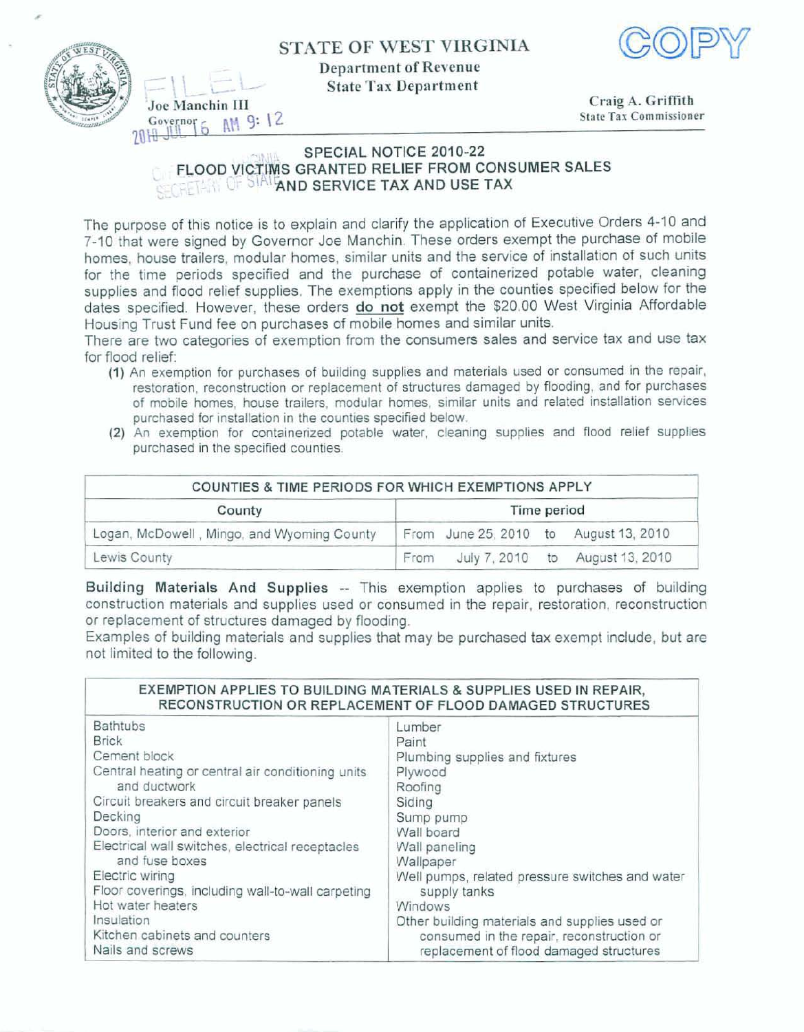STATE OF WEST VIRGINIA

Department of Revenue

State Tax Department

COPY

Joe Manchin III
Governor

Craig A. Griffith
State Tax Commissioner

FILED
2010 JUL 16 AM 9:12

## SPECIAL NOTICE 2010-22
## FLOOD VICTIMS GRANTED RELIEF FROM CONSUMER SALES AND SERVICE TAX AND USE TAX

The purpose of this notice is to explain and clarify the application of Executive Orders 4-10 and 7-10 that were signed by Governor Joe Manchin. These orders exempt the purchase of mobile homes, house trailers, modular homes, similar units and the service of installation of such units for the time periods specified and the purchase of containerized potable water, cleaning supplies and flood relief supplies. The exemptions apply in the counties specified below for the dates specified. However, these orders **do not** exempt the $20.00 West Virginia Affordable Housing Trust Fund fee on purchases of mobile homes and similar units.

There are two categories of exemption from the consumers sales and service tax and use tax for flood relief:

(1) An exemption for purchases of building supplies and materials used or consumed in the repair, restoration, reconstruction or replacement of structures damaged by flooding, and for purchases of mobile homes, house trailers, modular homes, similar units and related installation services purchased for installation in the counties specified below.

(2) An exemption for containerized potable water, cleaning supplies and flood relief supplies purchased in the specified counties.

| COUNTIES & TIME PERIODS FOR WHICH EXEMPTIONS APPLY | |
|---|---|
| **County** | **Time period** |
| Logan, McDowell, Mingo, and Wyoming County | From June 25, 2010 to August 13, 2010 |
| Lewis County | From July 7, 2010 to August 13, 2010 |

**Building Materials And Supplies** -- This exemption applies to purchases of building construction materials and supplies used or consumed in the repair, restoration, reconstruction or replacement of structures damaged by flooding.

Examples of building materials and supplies that may be purchased tax exempt include, but are not limited to the following.

| EXEMPTION APPLIES TO BUILDING MATERIALS & SUPPLIES USED IN REPAIR, RECONSTRUCTION OR REPLACEMENT OF FLOOD DAMAGED STRUCTURES | |
|---|---|
| Bathtubs | Lumber |
| Brick | Paint |
| Cement block | Plumbing supplies and fixtures |
| Central heating or central air conditioning units and ductwork | Plywood |
| Circuit breakers and circuit breaker panels | Roofing |
| Decking | Siding |
| Doors, interior and exterior | Sump pump |
| Electrical wall switches, electrical receptacles and fuse boxes | Wall board |
| Electric wiring | Wall paneling |
| Floor coverings, including wall-to-wall carpeting | Wallpaper |
| Hot water heaters | Well pumps, related pressure switches and water supply tanks |
| Insulation | Windows |
| Kitchen cabinets and counters | Other building materials and supplies used or consumed in the repair, reconstruction or replacement of flood damaged structures |
| Nails and screws | |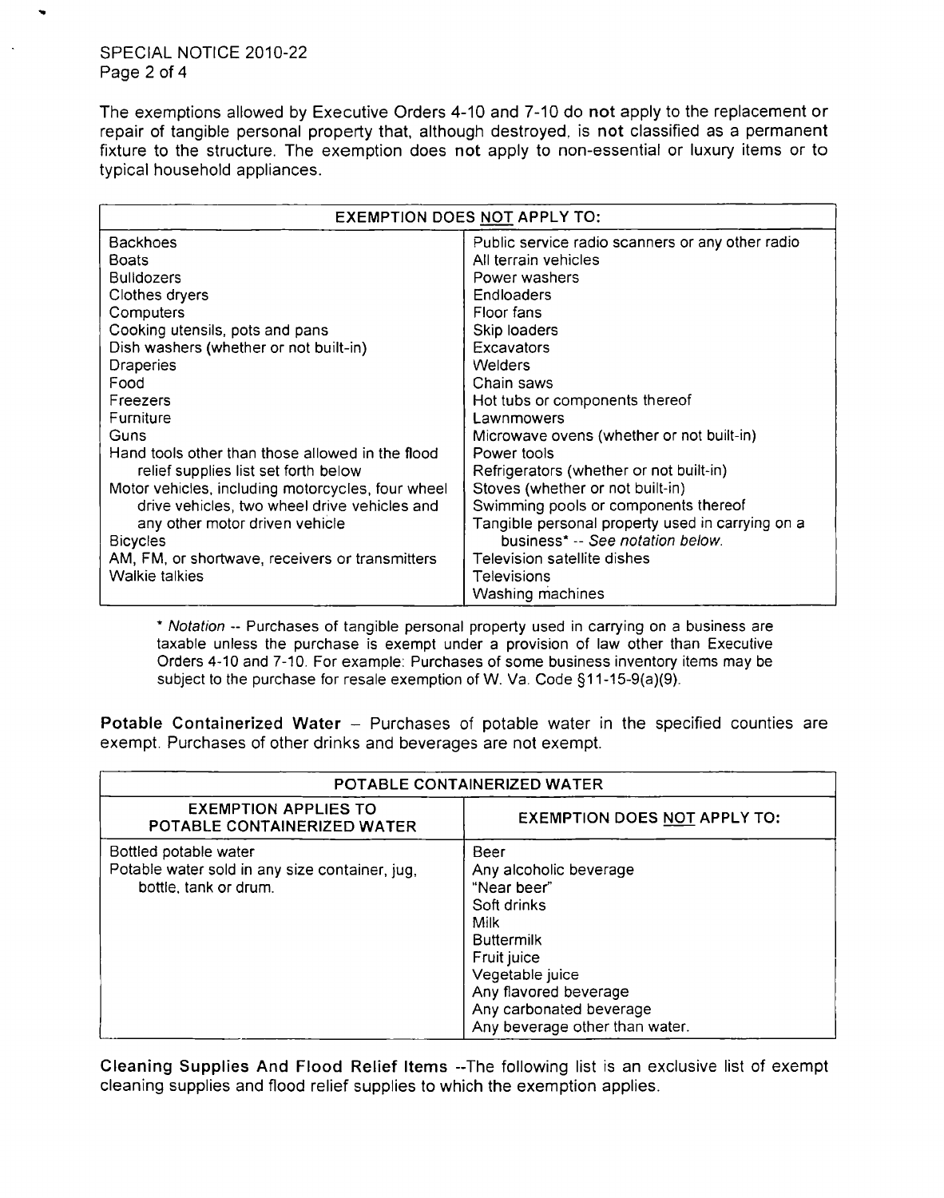The exemptions allowed by Executive Orders 4-10 and 7-10 do **not** apply to the replacement or repair of tangible personal property that, although destroyed, is **not** classified as a permanent fixture to the structure. The exemption does **not** apply to non-essential or luxury items or to typical household appliances.

| EXEMPTION DOES NOT APPLY TO: | |
|---|---|
| Backhoes | Public service radio scanners or any other radio |
| Boats | All terrain vehicles |
| Bulldozers | Power washers |
| Clothes dryers | Endloaders |
| Computers | Floor fans |
| Cooking utensils, pots and pans | Skip loaders |
| Dish washers (whether or not built-in) | Excavators |
| Draperies | Welders |
| Food | Chain saws |
| Freezers | Hot tubs or components thereof |
| Furniture | Lawnmowers |
| Guns | Microwave ovens (whether or not built-in) |
| Hand tools other than those allowed in the flood relief supplies list set forth below | Power tools |
| Motor vehicles, including motorcycles, four wheel drive vehicles, two wheel drive vehicles and any other motor driven vehicle | Refrigerators (whether or not built-in) |
| Bicycles | Stoves (whether or not built-in) |
| AM, FM, or shortwave, receivers or transmitters | Swimming pools or components thereof |
| Walkie talkies | Tangible personal property used in carrying on a business* -- *See notation below.* |
| | Television satellite dishes |
| | Televisions |
| | Washing machines |

\* *Notation* -- Purchases of tangible personal property used in carrying on a business are taxable unless the purchase is exempt under a provision of law other than Executive Orders 4-10 and 7-10. For example: Purchases of some business inventory items may be subject to the purchase for resale exemption of W. Va. Code §11-15-9(a)(9).

**Potable Containerized Water** – Purchases of potable water in the specified counties are exempt. Purchases of other drinks and beverages are not exempt.

| POTABLE CONTAINERIZED WATER | |
|---|---|
| **EXEMPTION APPLIES TO POTABLE CONTAINERIZED WATER** | **EXEMPTION DOES NOT APPLY TO:** |
| Bottled potable water | Beer |
| Potable water sold in any size container, jug, bottle, tank or drum. | Any alcoholic beverage |
| | "Near beer" |
| | Soft drinks |
| | Milk |
| | Buttermilk |
| | Fruit juice |
| | Vegetable juice |
| | Any flavored beverage |
| | Any carbonated beverage |
| | Any beverage other than water. |

**Cleaning Supplies And Flood Relief Items** --The following list is an exclusive list of exempt cleaning supplies and flood relief supplies to which the exemption applies.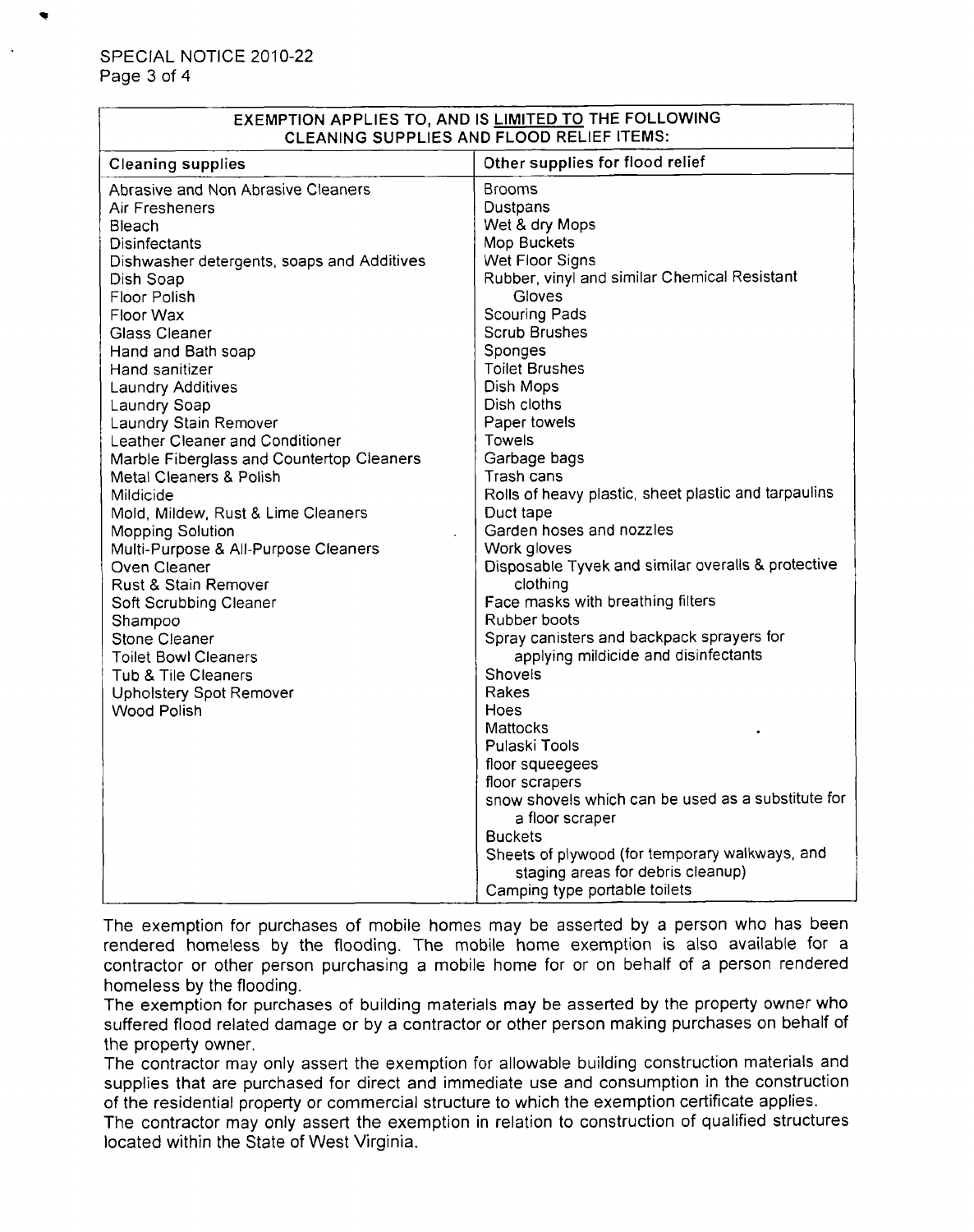| EXEMPTION APPLIES TO, AND IS LIMITED TO THE FOLLOWING CLEANING SUPPLIES AND FLOOD RELIEF ITEMS: | |
|---|---|
| **Cleaning supplies** | **Other supplies for flood relief** |
| Abrasive and Non Abrasive Cleaners | Brooms |
| Air Fresheners | Dustpans |
| Bleach | Wet & dry Mops |
| Disinfectants | Mop Buckets |
| Dishwasher detergents, soaps and Additives | Wet Floor Signs |
| Dish Soap | Rubber, vinyl and similar Chemical Resistant Gloves |
| Floor Polish | Scouring Pads |
| Floor Wax | Scrub Brushes |
| Glass Cleaner | Sponges |
| Hand and Bath soap | Toilet Brushes |
| Hand sanitizer | Dish Mops |
| Laundry Additives | Dish cloths |
| Laundry Soap | Paper towels |
| Laundry Stain Remover | Towels |
| Leather Cleaner and Conditioner | Garbage bags |
| Marble Fiberglass and Countertop Cleaners | Trash cans |
| Metal Cleaners & Polish | Rolls of heavy plastic, sheet plastic and tarpaulins |
| Mildicide | Duct tape |
| Mold, Mildew, Rust & Lime Cleaners | Garden hoses and nozzles |
| Mopping Solution | Work gloves |
| Multi-Purpose & All-Purpose Cleaners | Disposable Tyvek and similar overalls & protective clothing |
| Oven Cleaner | Face masks with breathing filters |
| Rust & Stain Remover | Rubber boots |
| Soft Scrubbing Cleaner | Spray canisters and backpack sprayers for applying mildicide and disinfectants |
| Shampoo | Shovels |
| Stone Cleaner | Rakes |
| Toilet Bowl Cleaners | Hoes |
| Tub & Tile Cleaners | Mattocks |
| Upholstery Spot Remover | Pulaski Tools |
| Wood Polish | floor squeegees |
| | floor scrapers |
| | snow shovels which can be used as a substitute for a floor scraper |
| | Buckets |
| | Sheets of plywood (for temporary walkways, and staging areas for debris cleanup) |
| | Camping type portable toilets |

The exemption for purchases of mobile homes may be asserted by a person who has been rendered homeless by the flooding. The mobile home exemption is also available for a contractor or other person purchasing a mobile home for or on behalf of a person rendered homeless by the flooding.

The exemption for purchases of building materials may be asserted by the property owner who suffered flood related damage or by a contractor or other person making purchases on behalf of the property owner.

The contractor may only assert the exemption for allowable building construction materials and supplies that are purchased for direct and immediate use and consumption in the construction of the residential property or commercial structure to which the exemption certificate applies.

The contractor may only assert the exemption in relation to construction of qualified structures located within the State of West Virginia.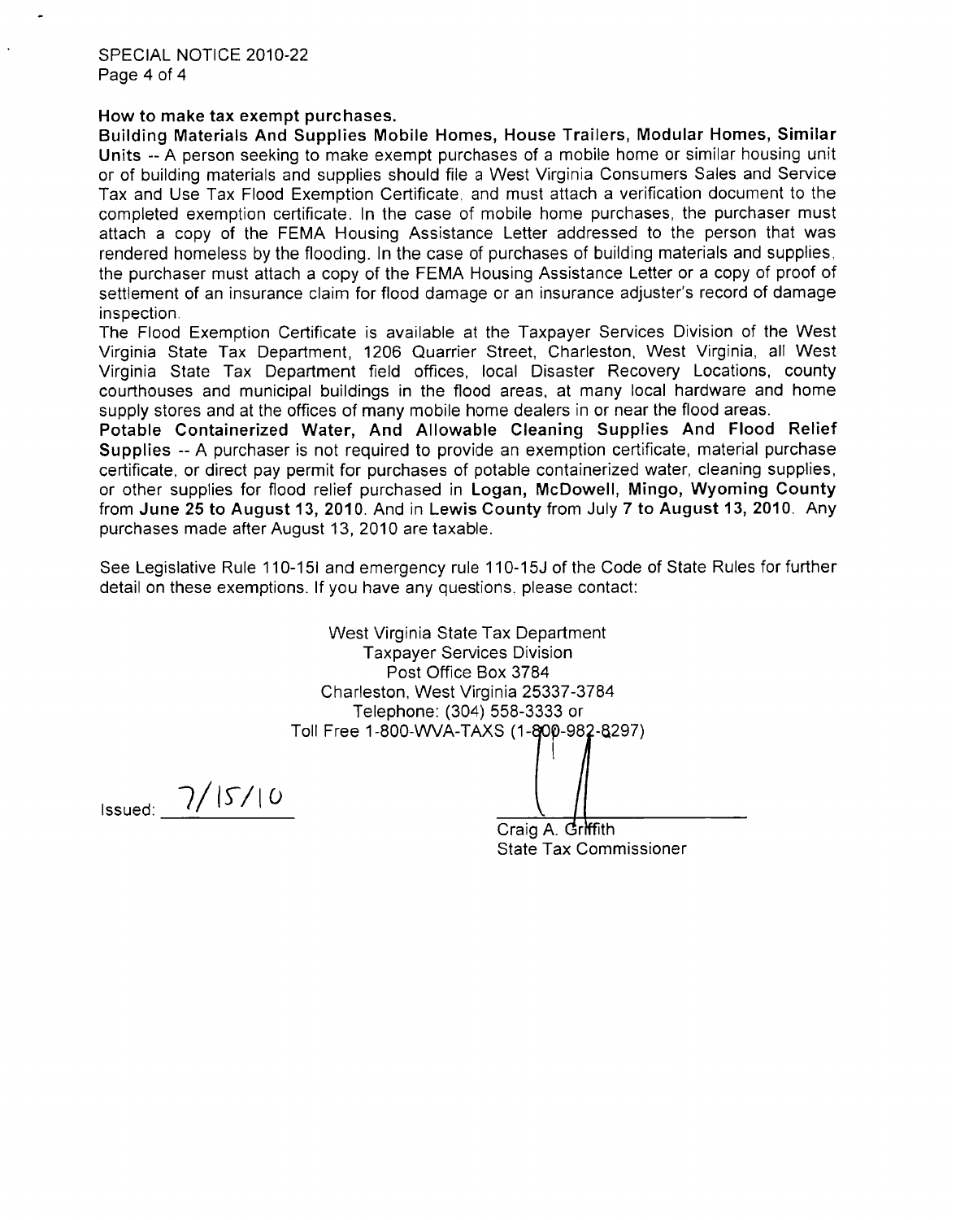**How to make tax exempt purchases.**

**Building Materials And Supplies Mobile Homes, House Trailers, Modular Homes, Similar Units** -- A person seeking to make exempt purchases of a mobile home or similar housing unit or of building materials and supplies should file a West Virginia Consumers Sales and Service Tax and Use Tax Flood Exemption Certificate, and must attach a verification document to the completed exemption certificate. In the case of mobile home purchases, the purchaser must attach a copy of the FEMA Housing Assistance Letter addressed to the person that was rendered homeless by the flooding. In the case of purchases of building materials and supplies, the purchaser must attach a copy of the FEMA Housing Assistance Letter or a copy of proof of settlement of an insurance claim for flood damage or an insurance adjuster's record of damage inspection.

The Flood Exemption Certificate is available at the Taxpayer Services Division of the West Virginia State Tax Department, 1206 Quarrier Street, Charleston, West Virginia, all West Virginia State Tax Department field offices, local Disaster Recovery Locations, county courthouses and municipal buildings in the flood areas, at many local hardware and home supply stores and at the offices of many mobile home dealers in or near the flood areas.

**Potable Containerized Water, And Allowable Cleaning Supplies And Flood Relief Supplies** -- A purchaser is not required to provide an exemption certificate, material purchase certificate, or direct pay permit for purchases of potable containerized water, cleaning supplies, or other supplies for flood relief purchased in **Logan, McDowell, Mingo, Wyoming County** from **June 25 to August 13, 2010**. And in **Lewis County** from July **7 to August 13, 2010**. Any purchases made after August 13, 2010 are taxable.

See Legislative Rule 110-15I and emergency rule 110-15J of the Code of State Rules for further detail on these exemptions. If you have any questions, please contact:

West Virginia State Tax Department
Taxpayer Services Division
Post Office Box 3784
Charleston, West Virginia 25337-3784
Telephone: (304) 558-3333 or
Toll Free 1-800-WVA-TAXS (1-800-982-8297)

Issued: 7/15/10

Craig A. Griffith
State Tax Commissioner